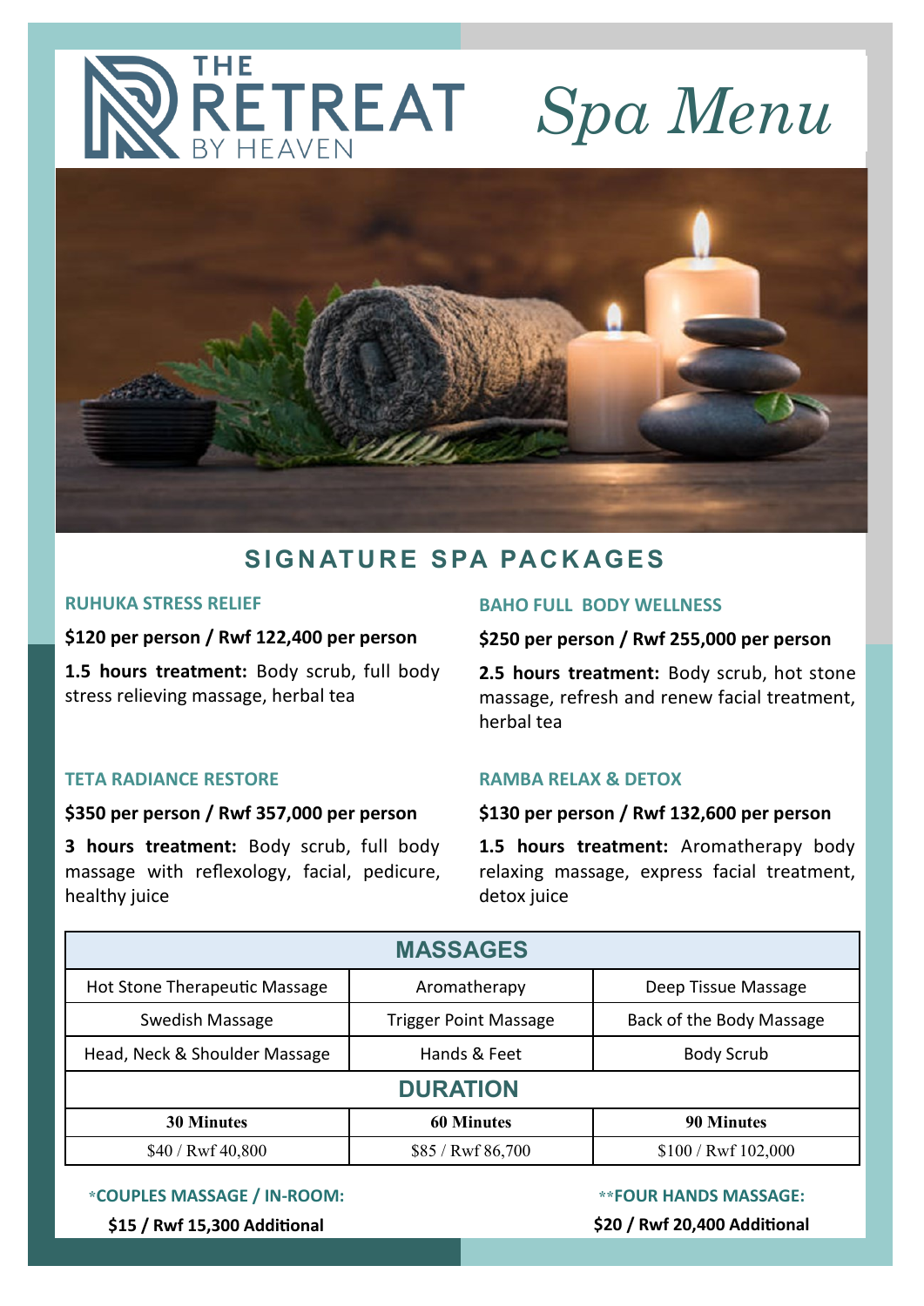# THE RETREAT BY HEAVEN

# *Spa Menu*

## SIGNATURE SPA PACKAGES

### RUHUKA STRESS RELIEF

**$120 per person / Rwf 122,400 per person**

**1.5 hours treatment:** Body scrub, full body stress relieving massage, herbal tea

### BAHO FULL BODY WELLNESS

**$250 per person / Rwf 255,000 per person**

**2.5 hours treatment:** Body scrub, hot stone massage, refresh and renew facial treatment, herbal tea

### TETA RADIANCE RESTORE

**$350 per person / Rwf 357,000 per person**

**3 hours treatment:** Body scrub, full body massage with reflexology, facial, pedicure, healthy juice

### RAMBA RELAX & DETOX

**$130 per person / Rwf 132,600 per person**

**1.5 hours treatment:** Aromatherapy body relaxing massage, express facial treatment, detox juice

| MASSAGES | | |
|---|---|---|
| Hot Stone Therapeutic Massage | Aromatherapy | Deep Tissue Massage |
| Swedish Massage | Trigger Point Massage | Back of the Body Massage |
| Head, Neck & Shoulder Massage | Hands & Feet | Body Scrub |
| **DURATION** | | |
| **30 Minutes** | **60 Minutes** | **90 Minutes** |
| $40 / Rwf 40,800 | $85 / Rwf 86,700 | $100 / Rwf 102,000 |

*COUPLES MASSAGE / IN-ROOM:

**$15 / Rwf 15,300 Additional**

**FOUR HANDS MASSAGE:

**$20 / Rwf 20,400 Additional**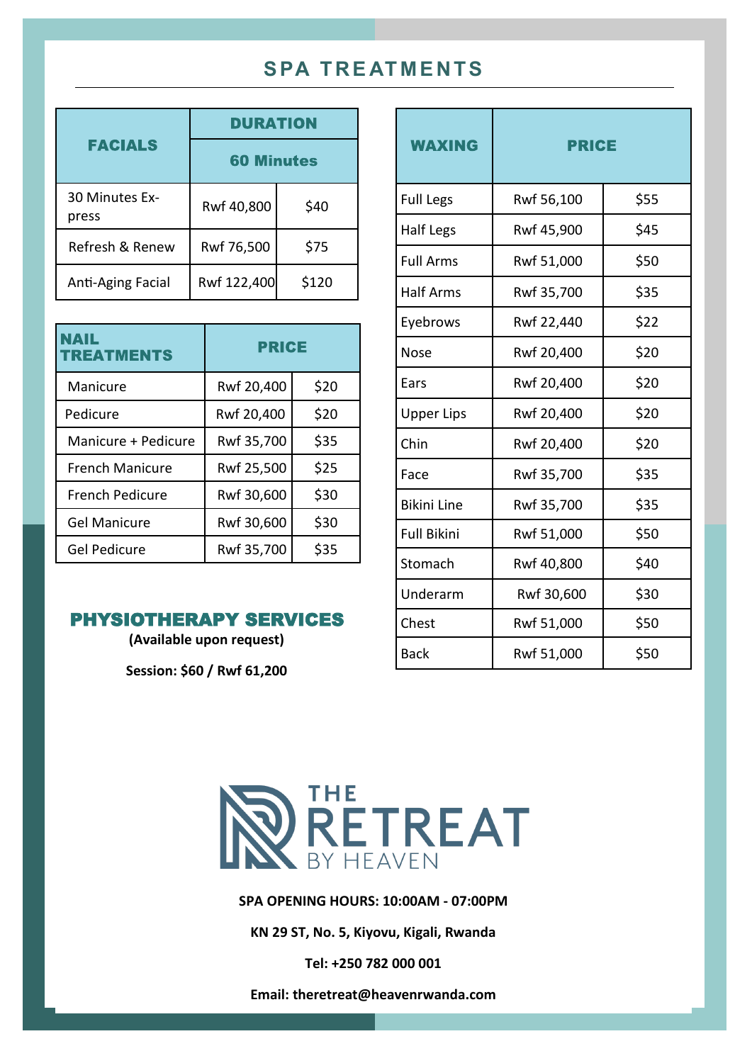# SPA TREATMENTS

| FACIALS | DURATION | |
|---|---|---|
| | 60 Minutes | |
| 30 Minutes Express | Rwf 40,800 | $40 |
| Refresh & Renew | Rwf 76,500 | $75 |
| Anti-Aging Facial | Rwf 122,400 | $120 |

| NAIL TREATMENTS | PRICE | |
|---|---|---|
| Manicure | Rwf 20,400 | $20 |
| Pedicure | Rwf 20,400 | $20 |
| Manicure + Pedicure | Rwf 35,700 | $35 |
| French Manicure | Rwf 25,500 | $25 |
| French Pedicure | Rwf 30,600 | $30 |
| Gel Manicure | Rwf 30,600 | $30 |
| Gel Pedicure | Rwf 35,700 | $35 |

## PHYSIOTHERAPY SERVICES

**(Available upon request)**

**Session: $60 / Rwf 61,200**

| WAXING | PRICE | |
|---|---|---|
| Full Legs | Rwf 56,100 | $55 |
| Half Legs | Rwf 45,900 | $45 |
| Full Arms | Rwf 51,000 | $50 |
| Half Arms | Rwf 35,700 | $35 |
| Eyebrows | Rwf 22,440 | $22 |
| Nose | Rwf 20,400 | $20 |
| Ears | Rwf 20,400 | $20 |
| Upper Lips | Rwf 20,400 | $20 |
| Chin | Rwf 20,400 | $20 |
| Face | Rwf 35,700 | $35 |
| Bikini Line | Rwf 35,700 | $35 |
| Full Bikini | Rwf 51,000 | $50 |
| Stomach | Rwf 40,800 | $40 |
| Underarm | Rwf 30,600 | $30 |
| Chest | Rwf 51,000 | $50 |
| Back | Rwf 51,000 | $50 |

THE RETREAT BY HEAVEN

**SPA OPENING HOURS: 10:00AM - 07:00PM**

**KN 29 ST, No. 5, Kiyovu, Kigali, Rwanda**

**Tel: +250 782 000 001**

**Email: theretreat@heavenrwanda.com**